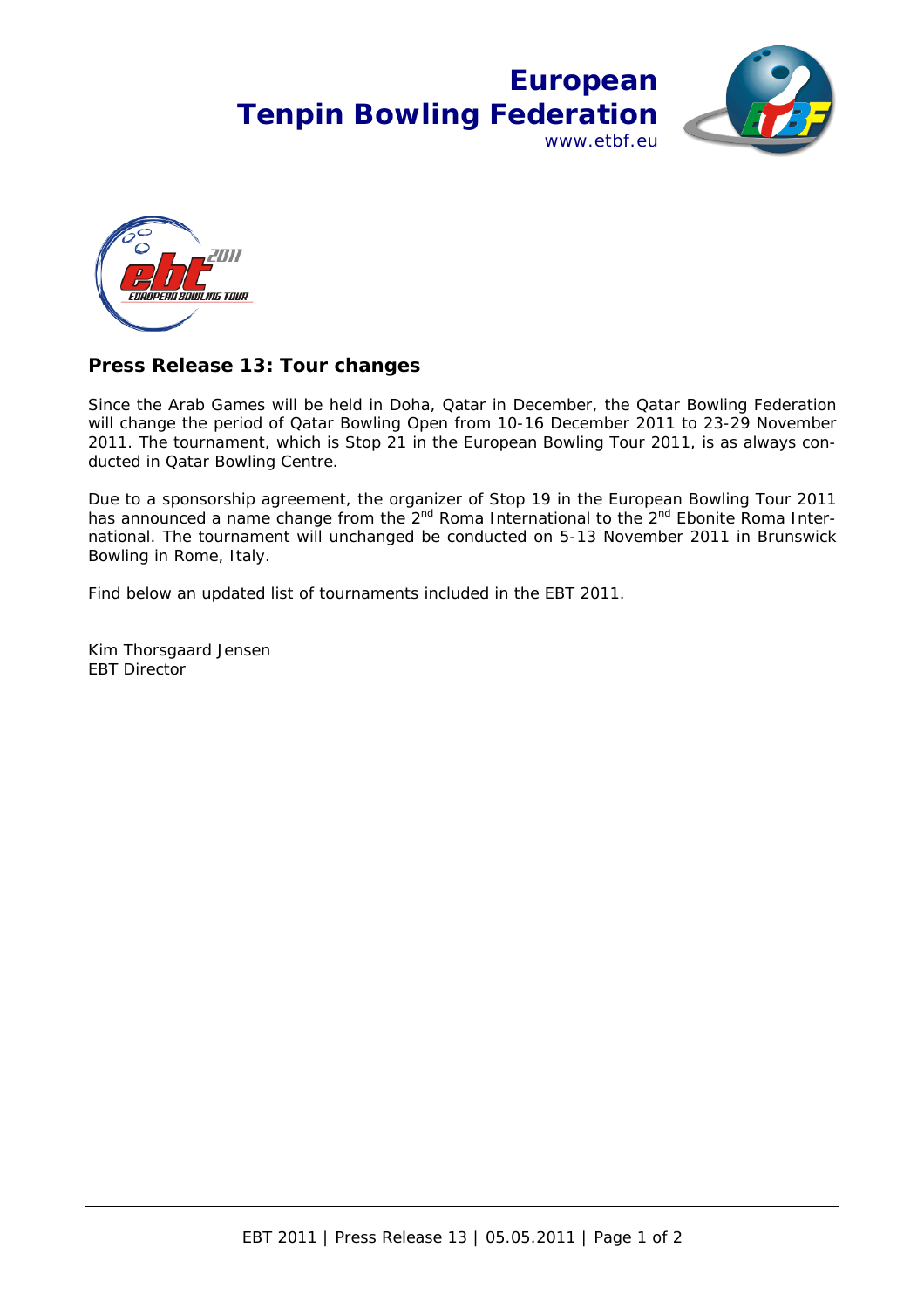**European Tenpin Bowling Federation**
www.etbf.eu

## Press Release 13: Tour changes

Since the Arab Games will be held in Doha, Qatar in December, the Qatar Bowling Federation will change the period of Qatar Bowling Open from 10-16 December 2011 to 23-29 November 2011. The tournament, which is Stop 21 in the European Bowling Tour 2011, is as always conducted in Qatar Bowling Centre.

Due to a sponsorship agreement, the organizer of Stop 19 in the European Bowling Tour 2011 has announced a name change from the 2nd Roma International to the 2nd Ebonite Roma International. The tournament will unchanged be conducted on 5-13 November 2011 in Brunswick Bowling in Rome, Italy.

Find below an updated list of tournaments included in the EBT 2011.

Kim Thorsgaard Jensen
EBT Director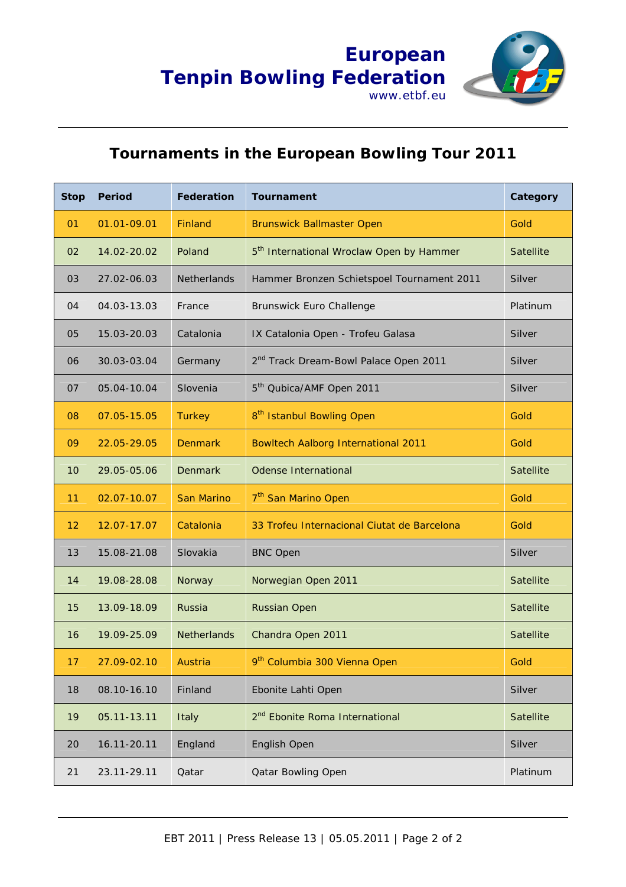European
Tenpin Bowling Federation
www.etbf.eu

## Tournaments in the European Bowling Tour 2011

| Stop | Period | Federation | Tournament | Category |
|---|---|---|---|---|
| 01 | 01.01-09.01 | Finland | Brunswick Ballmaster Open | Gold |
| 02 | 14.02-20.02 | Poland | 5th International Wroclaw Open by Hammer | Satellite |
| 03 | 27.02-06.03 | Netherlands | Hammer Bronzen Schietspoel Tournament 2011 | Silver |
| 04 | 04.03-13.03 | France | Brunswick Euro Challenge | Platinum |
| 05 | 15.03-20.03 | Catalonia | IX Catalonia Open - Trofeu Galasa | Silver |
| 06 | 30.03-03.04 | Germany | 2nd Track Dream-Bowl Palace Open 2011 | Silver |
| 07 | 05.04-10.04 | Slovenia | 5th Qubica/AMF Open 2011 | Silver |
| 08 | 07.05-15.05 | Turkey | 8th Istanbul Bowling Open | Gold |
| 09 | 22.05-29.05 | Denmark | Bowltech Aalborg International 2011 | Gold |
| 10 | 29.05-05.06 | Denmark | Odense International | Satellite |
| 11 | 02.07-10.07 | San Marino | 7th San Marino Open | Gold |
| 12 | 12.07-17.07 | Catalonia | 33 Trofeu Internacional Ciutat de Barcelona | Gold |
| 13 | 15.08-21.08 | Slovakia | BNC Open | Silver |
| 14 | 19.08-28.08 | Norway | Norwegian Open 2011 | Satellite |
| 15 | 13.09-18.09 | Russia | Russian Open | Satellite |
| 16 | 19.09-25.09 | Netherlands | Chandra Open 2011 | Satellite |
| 17 | 27.09-02.10 | Austria | 9th Columbia 300 Vienna Open | Gold |
| 18 | 08.10-16.10 | Finland | Ebonite Lahti Open | Silver |
| 19 | 05.11-13.11 | Italy | 2nd Ebonite Roma International | Satellite |
| 20 | 16.11-20.11 | England | English Open | Silver |
| 21 | 23.11-29.11 | Qatar | Qatar Bowling Open | Platinum |